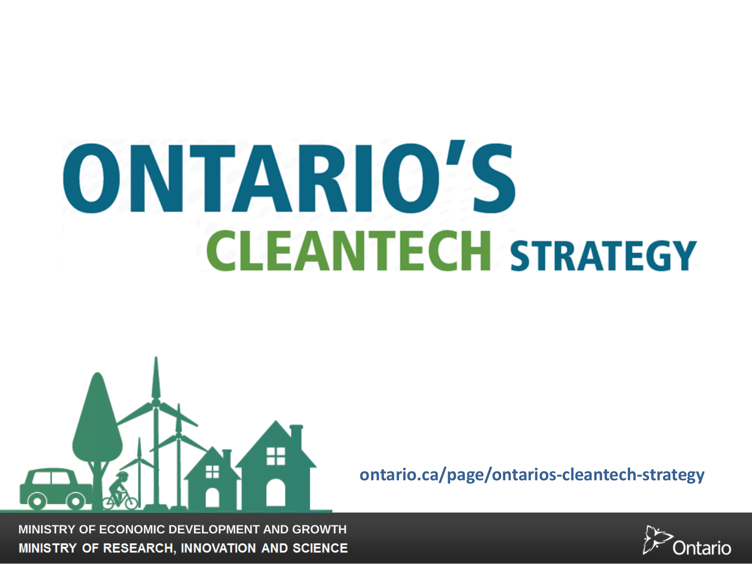# ONTARIO'S CLEANTECH STRATEGY

ontario.ca/page/ontarios-cleantech-strategy

MINISTRY OF ECONOMIC DEVELOPMENT AND GROWTH
MINISTRY OF RESEARCH, INNOVATION AND SCIENCE

Ontario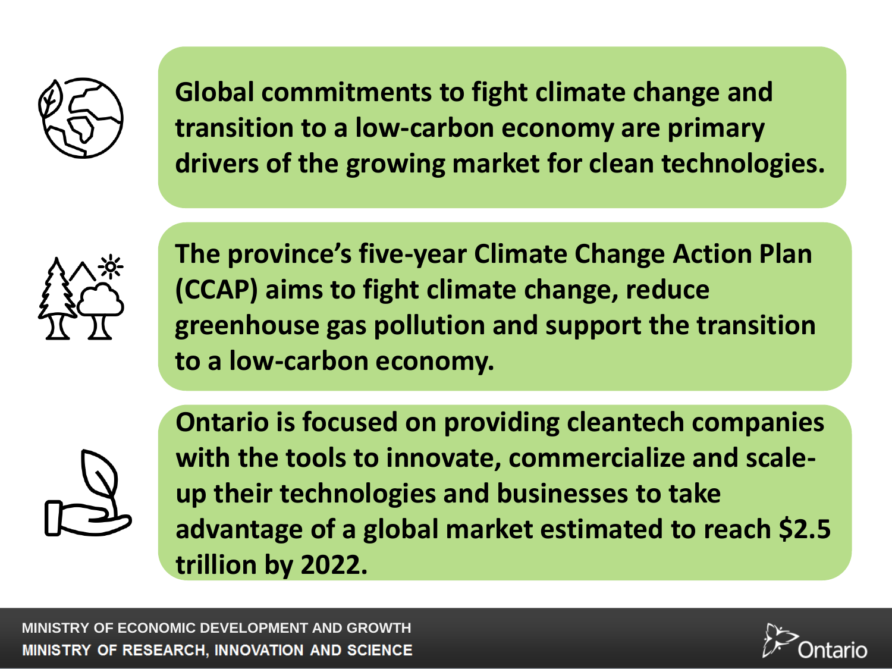**Global commitments to fight climate change and transition to a low-carbon economy are primary drivers of the growing market for clean technologies.**

**The province's five-year Climate Change Action Plan (CCAP) aims to fight climate change, reduce greenhouse gas pollution and support the transition to a low-carbon economy.**

**Ontario is focused on providing cleantech companies with the tools to innovate, commercialize and scale-up their technologies and businesses to take advantage of a global market estimated to reach $2.5 trillion by 2022.**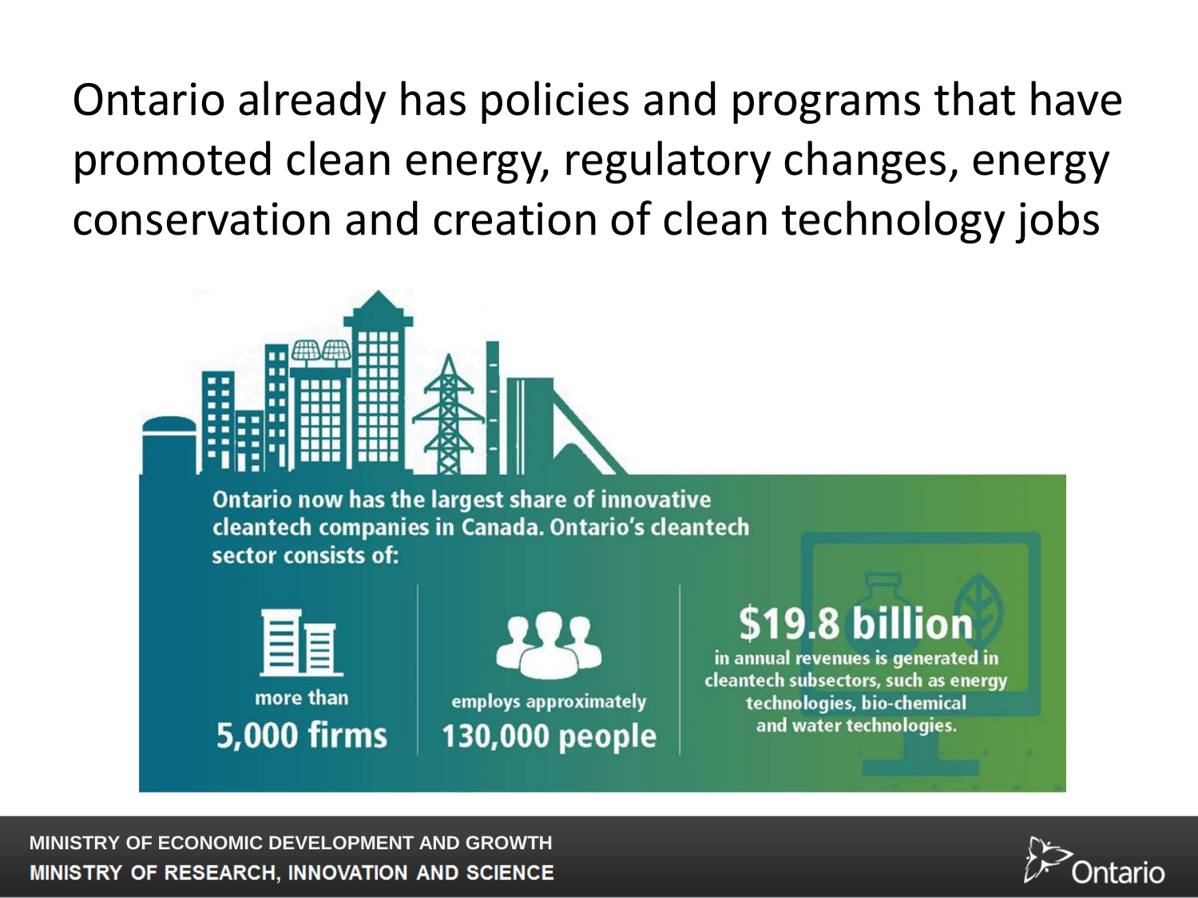# Ontario already has policies and programs that have promoted clean energy, regulatory changes, energy conservation and creation of clean technology jobs

Ontario now has the largest share of innovative cleantech companies in Canada. Ontario's cleantech sector consists of:

- more than **5,000 firms**
- employs approximately **130,000 people**
- **$19.8 billion** in annual revenues is generated in cleantech subsectors, such as energy technologies, bio-chemical and water technologies.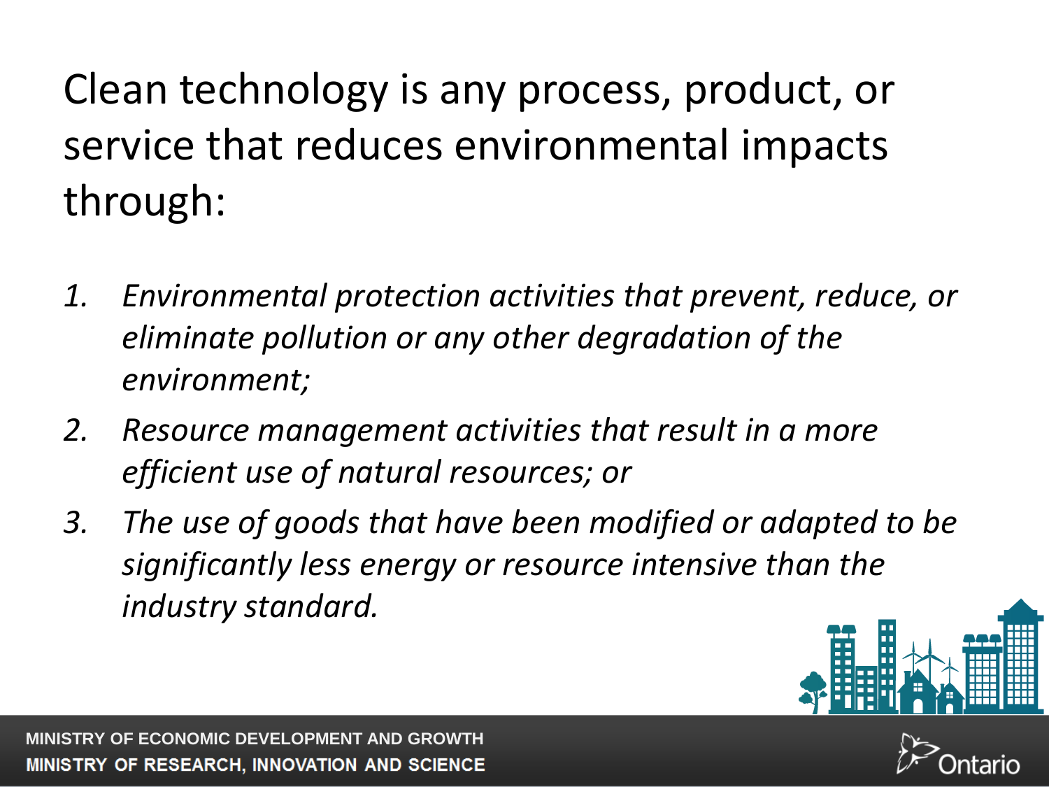Clean technology is any process, product, or service that reduces environmental impacts through:

1. *Environmental protection activities that prevent, reduce, or eliminate pollution or any other degradation of the environment;*
2. *Resource management activities that result in a more efficient use of natural resources; or*
3. *The use of goods that have been modified or adapted to be significantly less energy or resource intensive than the industry standard.*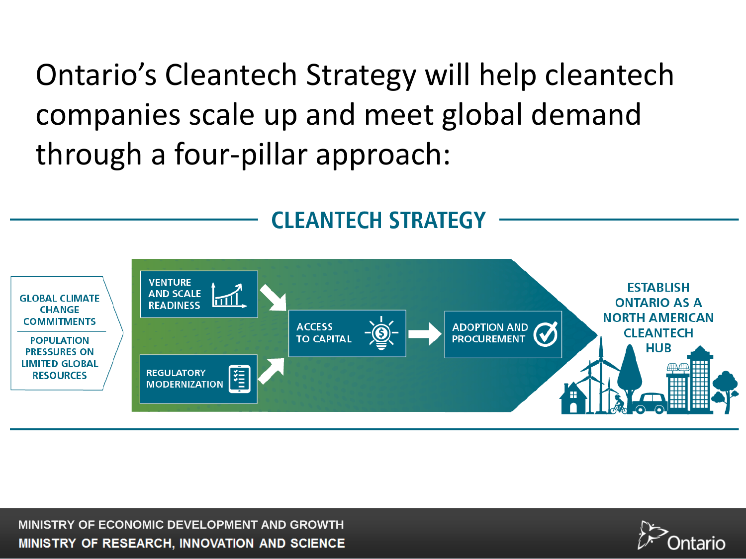# Ontario's Cleantech Strategy will help cleantech companies scale up and meet global demand through a four-pillar approach:

## CLEANTECH STRATEGY

GLOBAL CLIMATE CHANGE COMMITMENTS

POPULATION PRESSURES ON LIMITED GLOBAL RESOURCES

VENTURE AND SCALE READINESS

REGULATORY MODERNIZATION

ACCESS TO CAPITAL

ADOPTION AND PROCUREMENT

ESTABLISH ONTARIO AS A NORTH AMERICAN CLEANTECH HUB

MINISTRY OF ECONOMIC DEVELOPMENT AND GROWTH
MINISTRY OF RESEARCH, INNOVATION AND SCIENCE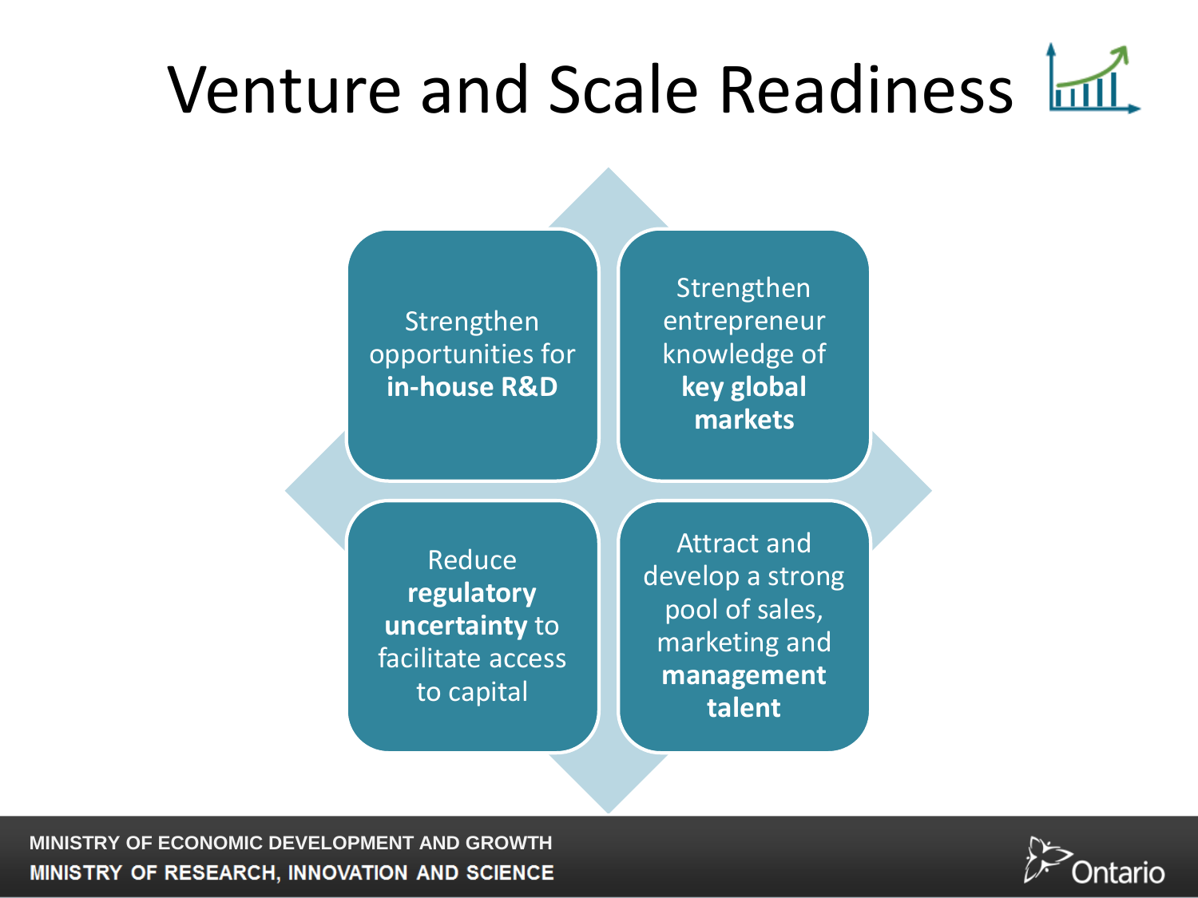# Venture and Scale Readiness

- Strengthen opportunities for **in-house R&D**
- Strengthen entrepreneur knowledge of **key global markets**
- Reduce **regulatory uncertainty** to facilitate access to capital
- Attract and develop a strong pool of sales, marketing and **management talent**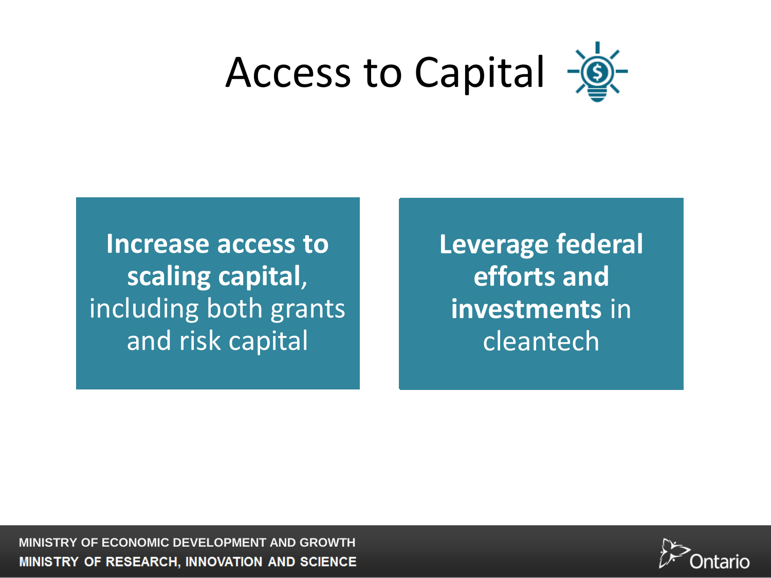# Access to Capital

**Increase access to scaling capital,** including both grants and risk capital

**Leverage federal efforts and investments** in cleantech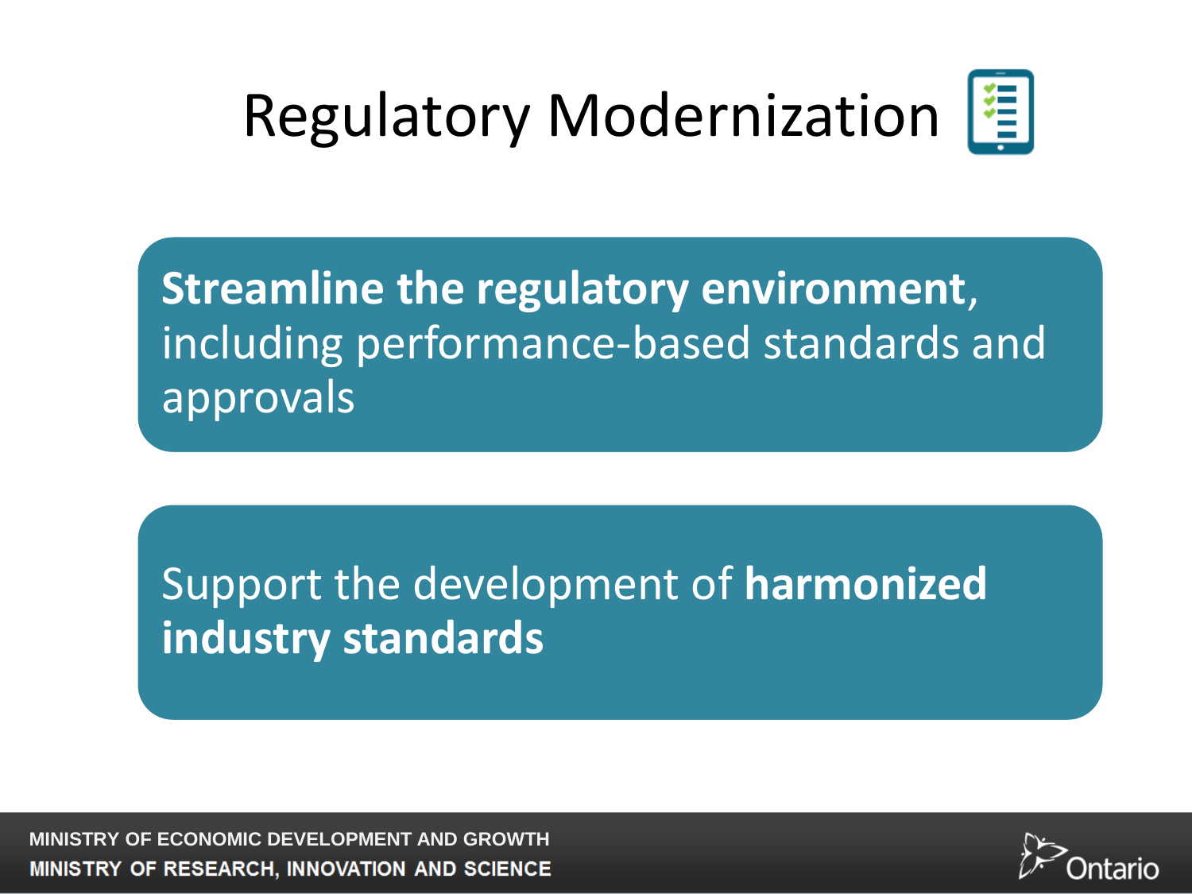# Regulatory Modernization

**Streamline the regulatory environment**, including performance-based standards and approvals

Support the development of **harmonized industry standards**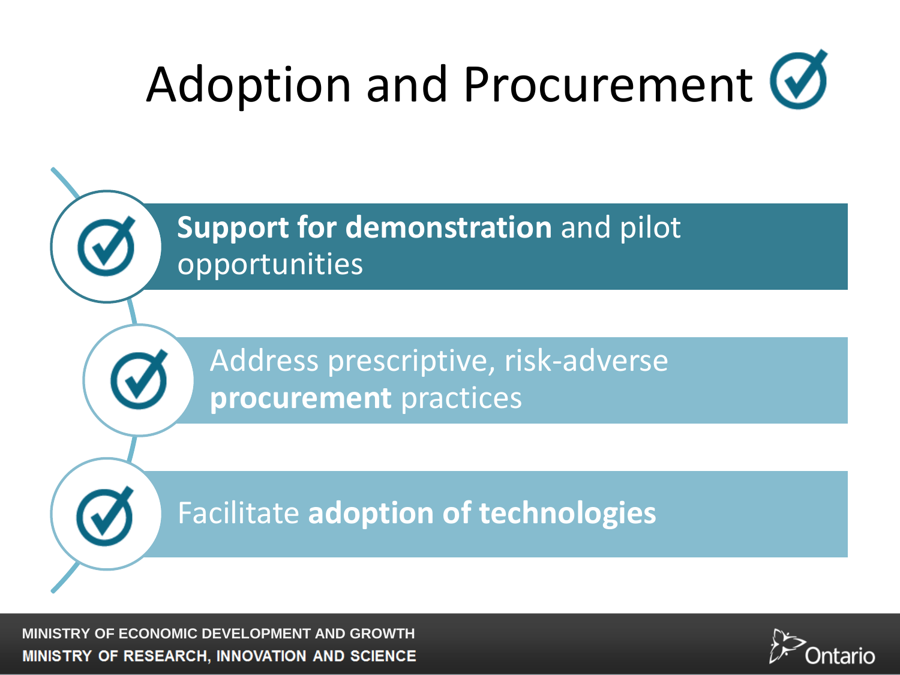# Adoption and Procurement

- **Support for demonstration** and pilot opportunities
- Address prescriptive, risk-adverse **procurement** practices
- Facilitate **adoption of technologies**

MINISTRY OF ECONOMIC DEVELOPMENT AND GROWTH
MINISTRY OF RESEARCH, INNOVATION AND SCIENCE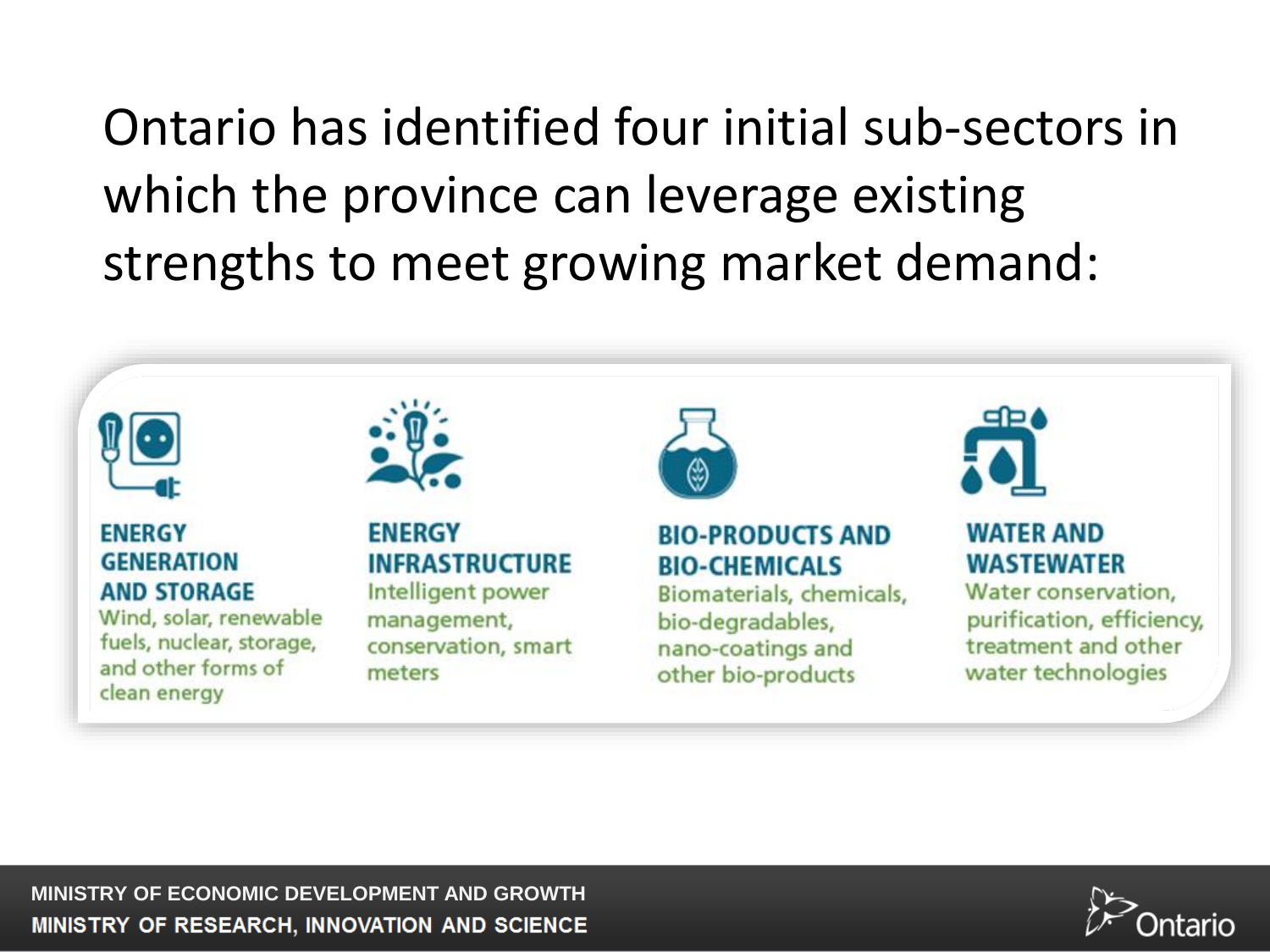# Ontario has identified four initial sub-sectors in which the province can leverage existing strengths to meet growing market demand:

**ENERGY GENERATION AND STORAGE**
Wind, solar, renewable fuels, nuclear, storage, and other forms of clean energy

**ENERGY INFRASTRUCTURE**
Intelligent power management, conservation, smart meters

**BIO-PRODUCTS AND BIO-CHEMICALS**
Biomaterials, chemicals, bio-degradables, nano-coatings and other bio-products

**WATER AND WASTEWATER**
Water conservation, purification, efficiency, treatment and other water technologies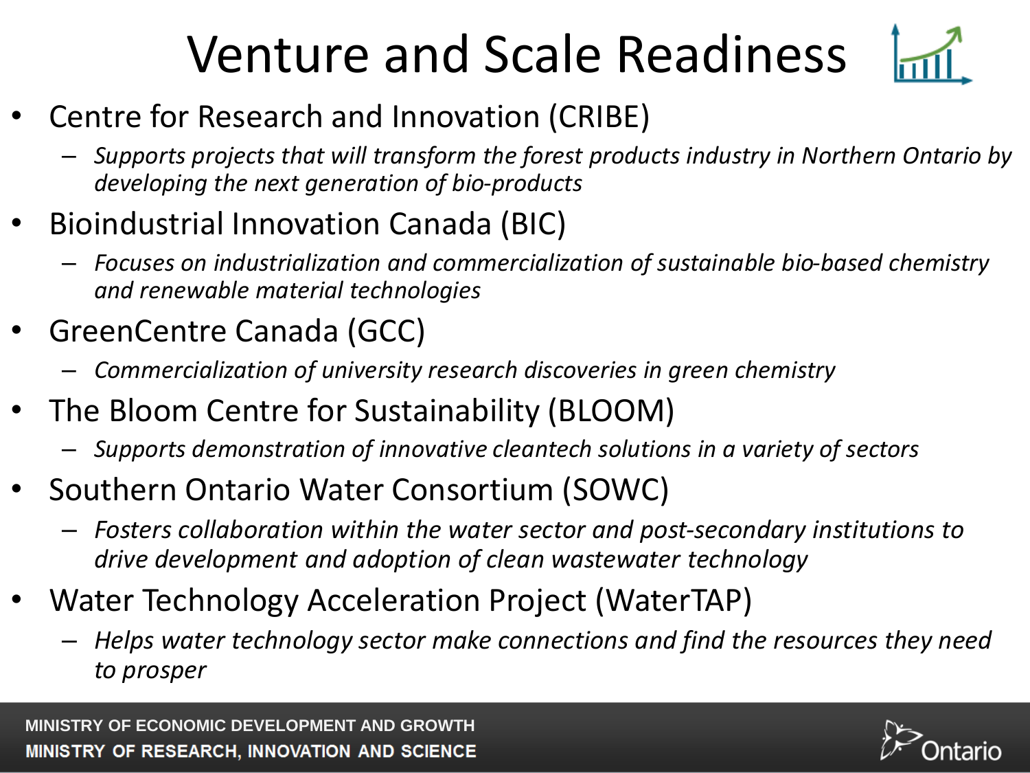# Venture and Scale Readiness

- Centre for Research and Innovation (CRIBE)
  - *Supports projects that will transform the forest products industry in Northern Ontario by developing the next generation of bio-products*
- Bioindustrial Innovation Canada (BIC)
  - *Focuses on industrialization and commercialization of sustainable bio-based chemistry and renewable material technologies*
- GreenCentre Canada (GCC)
  - *Commercialization of university research discoveries in green chemistry*
- The Bloom Centre for Sustainability (BLOOM)
  - *Supports demonstration of innovative cleantech solutions in a variety of sectors*
- Southern Ontario Water Consortium (SOWC)
  - *Fosters collaboration within the water sector and post-secondary institutions to drive development and adoption of clean wastewater technology*
- Water Technology Acceleration Project (WaterTAP)
  - *Helps water technology sector make connections and find the resources they need to prosper*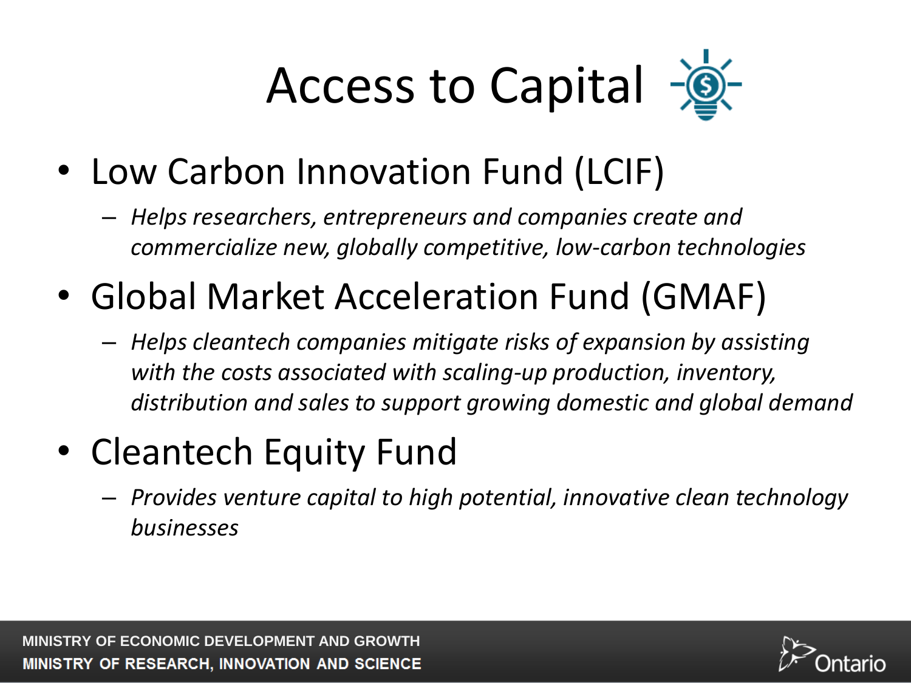# Access to Capital

- Low Carbon Innovation Fund (LCIF)
  - *Helps researchers, entrepreneurs and companies create and commercialize new, globally competitive, low-carbon technologies*
- Global Market Acceleration Fund (GMAF)
  - *Helps cleantech companies mitigate risks of expansion by assisting with the costs associated with scaling-up production, inventory, distribution and sales to support growing domestic and global demand*
- Cleantech Equity Fund
  - *Provides venture capital to high potential, innovative clean technology businesses*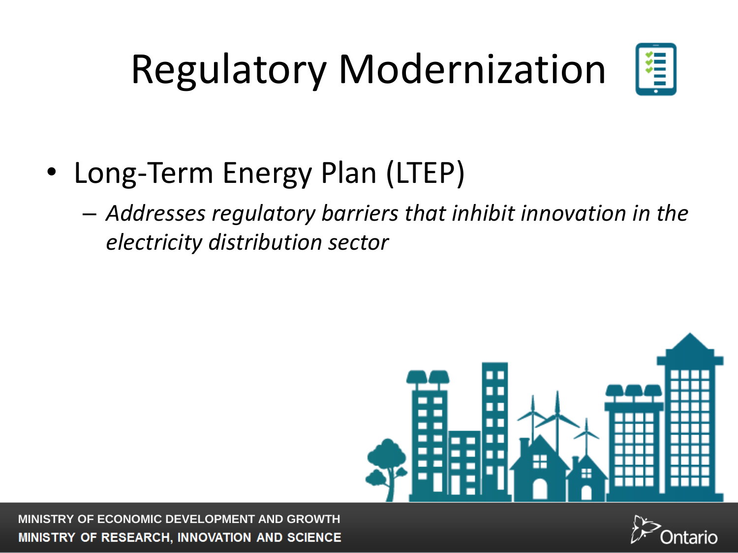# Regulatory Modernization

- Long-Term Energy Plan (LTEP)
  - *Addresses regulatory barriers that inhibit innovation in the electricity distribution sector*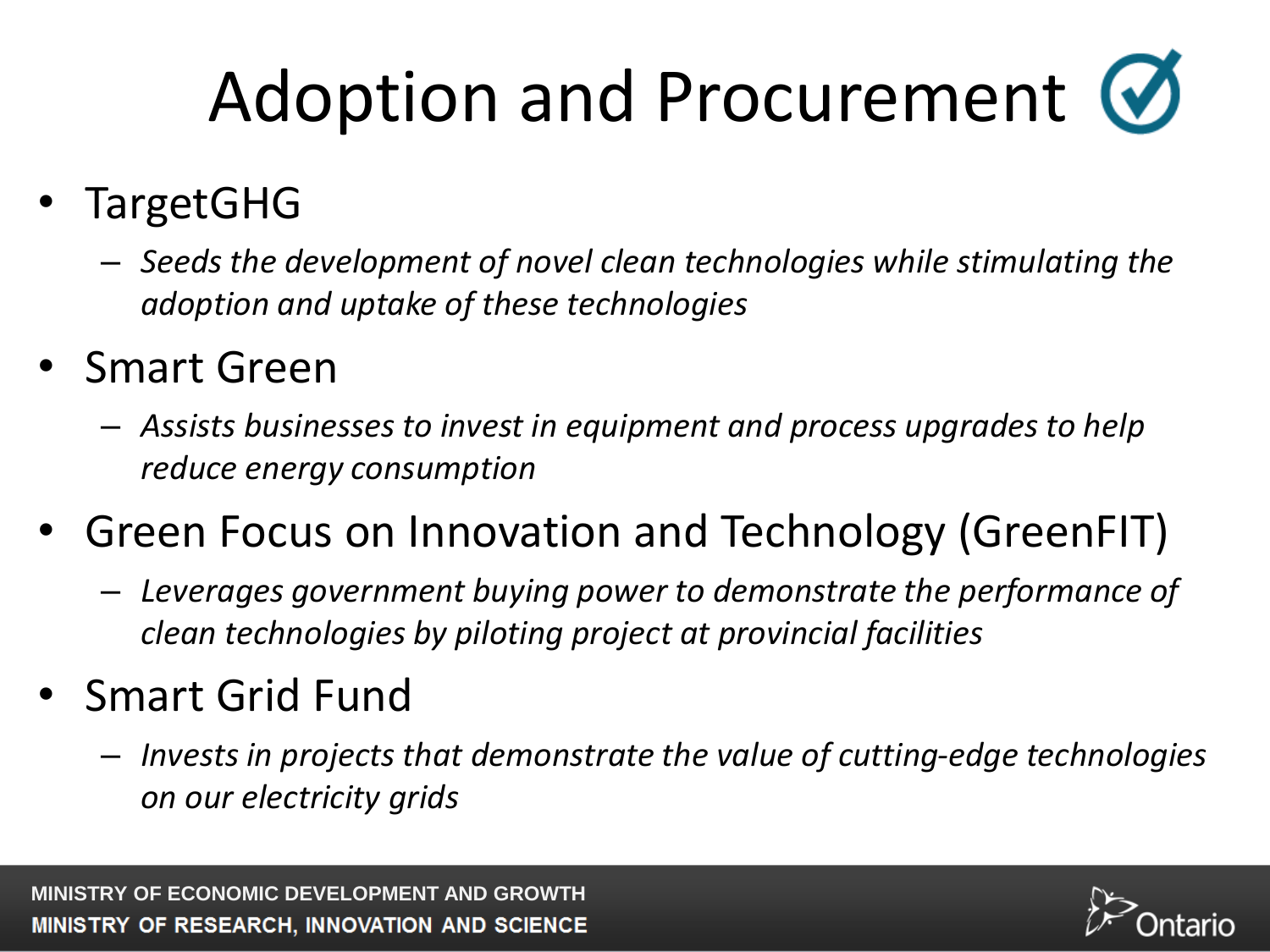# Adoption and Procurement

- TargetGHG
  - *Seeds the development of novel clean technologies while stimulating the adoption and uptake of these technologies*
- Smart Green
  - *Assists businesses to invest in equipment and process upgrades to help reduce energy consumption*
- Green Focus on Innovation and Technology (GreenFIT)
  - *Leverages government buying power to demonstrate the performance of clean technologies by piloting project at provincial facilities*
- Smart Grid Fund
  - *Invests in projects that demonstrate the value of cutting-edge technologies on our electricity grids*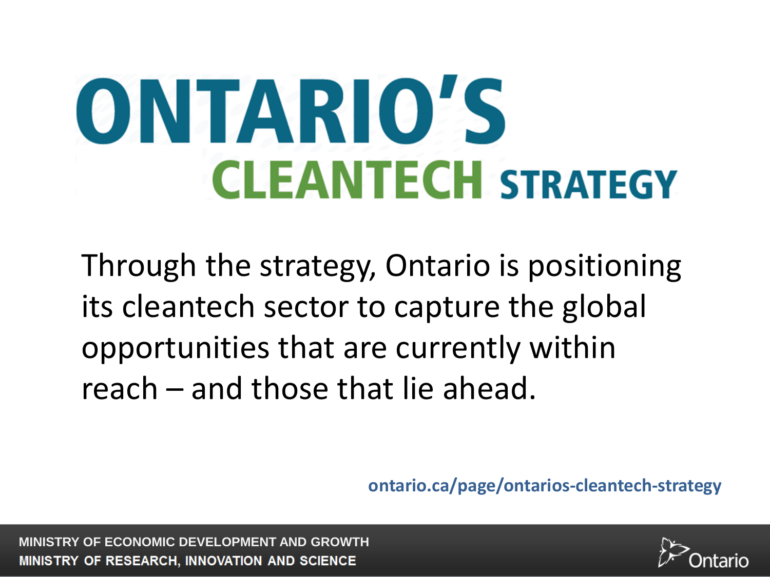# ONTARIO'S CLEANTECH STRATEGY

Through the strategy, Ontario is positioning its cleantech sector to capture the global opportunities that are currently within reach – and those that lie ahead.

ontario.ca/page/ontarios-cleantech-strategy

MINISTRY OF ECONOMIC DEVELOPMENT AND GROWTH
MINISTRY OF RESEARCH, INNOVATION AND SCIENCE

Ontario